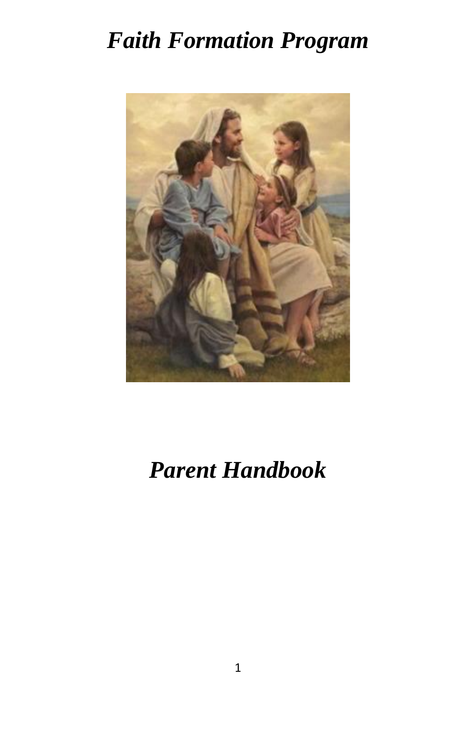# *Faith Formation Program*

# *Parent Handbook*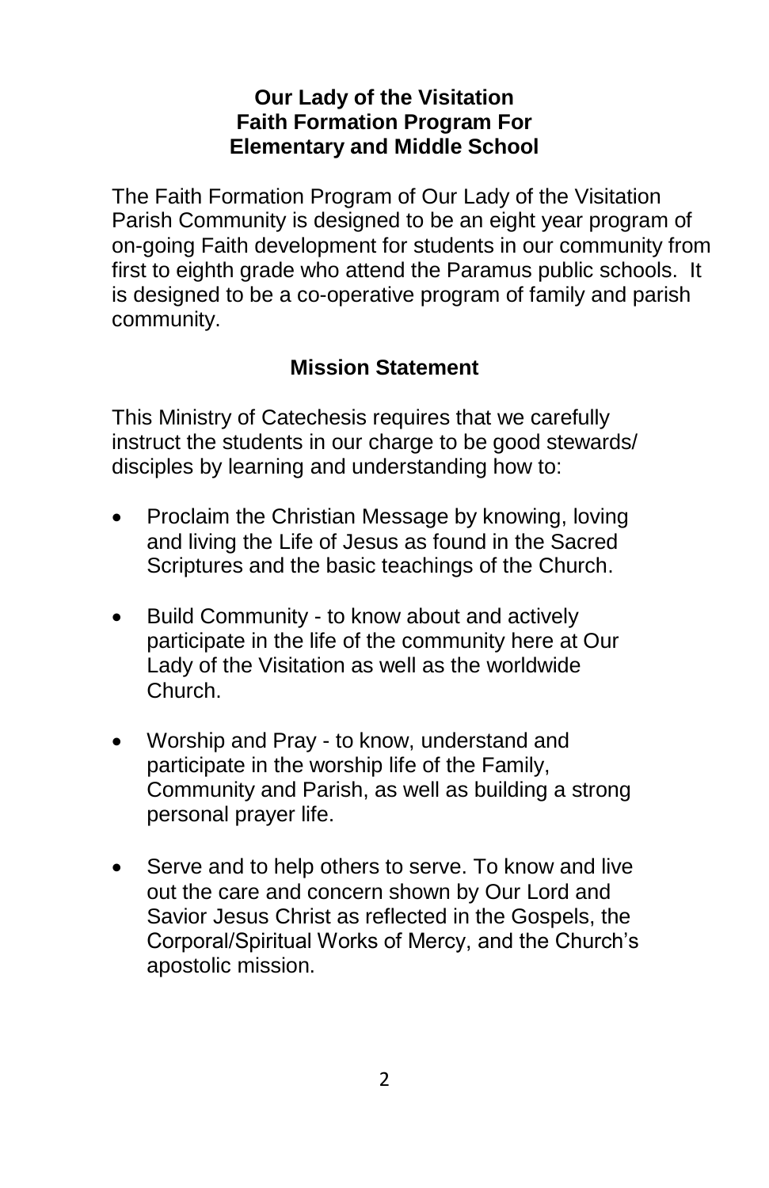**Our Lady of the Visitation**
**Faith Formation Program For**
**Elementary and Middle School**

The Faith Formation Program of Our Lady of the Visitation Parish Community is designed to be an eight year program of on-going Faith development for students in our community from first to eighth grade who attend the Paramus public schools. It is designed to be a co-operative program of family and parish community.

## Mission Statement

This Ministry of Catechesis requires that we carefully instruct the students in our charge to be good stewards/ disciples by learning and understanding how to:

- Proclaim the Christian Message by knowing, loving and living the Life of Jesus as found in the Sacred Scriptures and the basic teachings of the Church.
- Build Community - to know about and actively participate in the life of the community here at Our Lady of the Visitation as well as the worldwide Church.
- Worship and Pray - to know, understand and participate in the worship life of the Family, Community and Parish, as well as building a strong personal prayer life.
- Serve and to help others to serve. To know and live out the care and concern shown by Our Lord and Savior Jesus Christ as reflected in the Gospels, the Corporal/Spiritual Works of Mercy, and the Church's apostolic mission.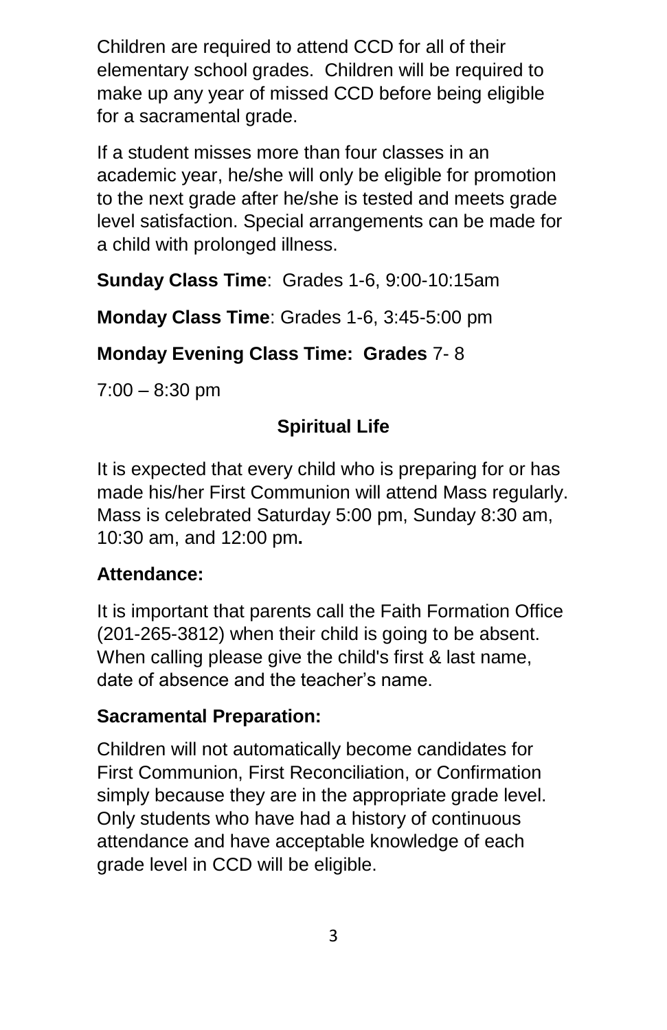Children are required to attend CCD for all of their elementary school grades. Children will be required to make up any year of missed CCD before being eligible for a sacramental grade.

If a student misses more than four classes in an academic year, he/she will only be eligible for promotion to the next grade after he/she is tested and meets grade level satisfaction. Special arrangements can be made for a child with prolonged illness.

**Sunday Class Time**: Grades 1-6, 9:00-10:15am

**Monday Class Time**: Grades 1-6, 3:45-5:00 pm

**Monday Evening Class Time: Grades** 7- 8

7:00 – 8:30 pm

## Spiritual Life

It is expected that every child who is preparing for or has made his/her First Communion will attend Mass regularly. Mass is celebrated Saturday 5:00 pm, Sunday 8:30 am, 10:30 am, and 12:00 pm**.**

**Attendance:**

It is important that parents call the Faith Formation Office (201-265-3812) when their child is going to be absent. When calling please give the child's first & last name, date of absence and the teacher's name.

**Sacramental Preparation:**

Children will not automatically become candidates for First Communion, First Reconciliation, or Confirmation simply because they are in the appropriate grade level. Only students who have had a history of continuous attendance and have acceptable knowledge of each grade level in CCD will be eligible.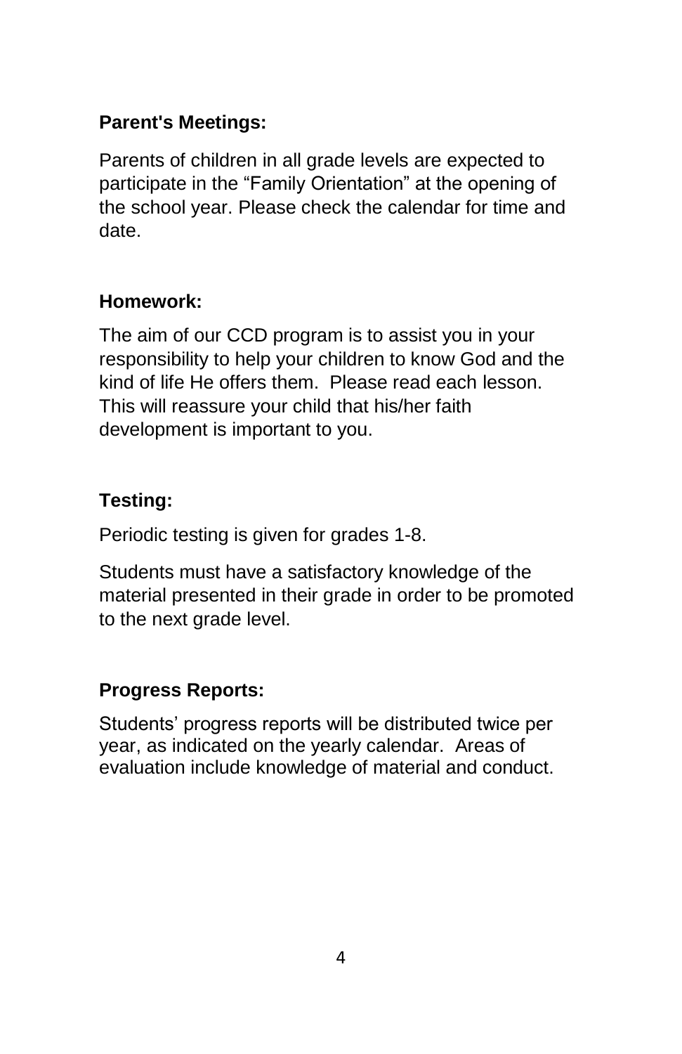**Parent's Meetings:**

Parents of children in all grade levels are expected to participate in the “Family Orientation” at the opening of the school year. Please check the calendar for time and date.

**Homework:**

The aim of our CCD program is to assist you in your responsibility to help your children to know God and the kind of life He offers them. Please read each lesson. This will reassure your child that his/her faith development is important to you.

**Testing:**

Periodic testing is given for grades 1-8.

Students must have a satisfactory knowledge of the material presented in their grade in order to be promoted to the next grade level.

**Progress Reports:**

Students’ progress reports will be distributed twice per year, as indicated on the yearly calendar. Areas of evaluation include knowledge of material and conduct.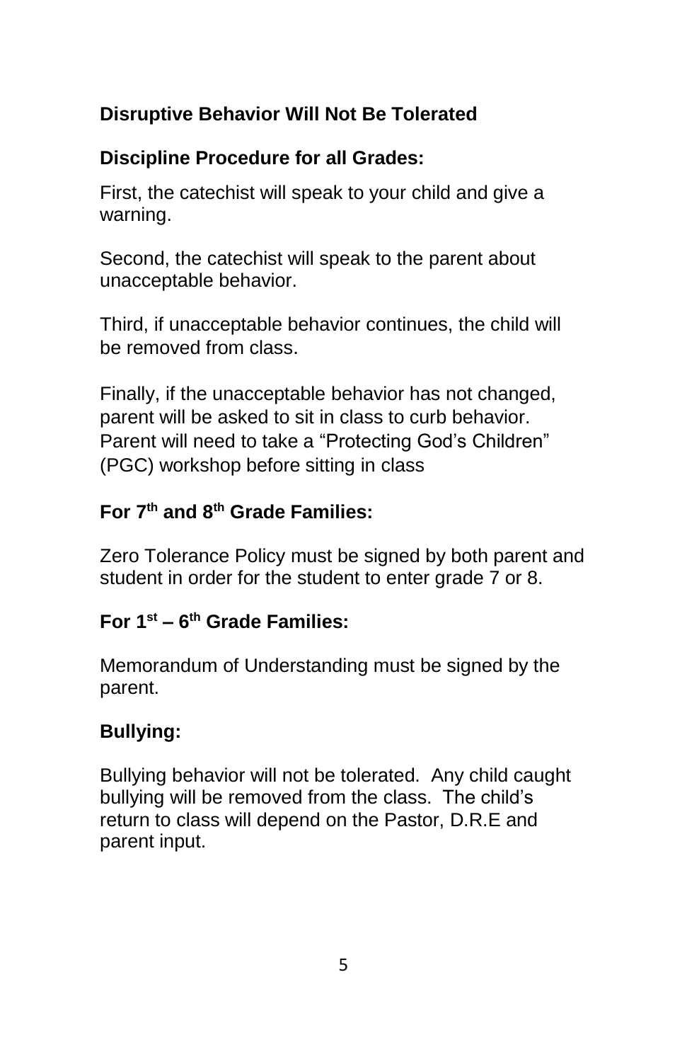**Disruptive Behavior Will Not Be Tolerated**

**Discipline Procedure for all Grades:**

First, the catechist will speak to your child and give a warning.

Second, the catechist will speak to the parent about unacceptable behavior.

Third, if unacceptable behavior continues, the child will be removed from class.

Finally, if the unacceptable behavior has not changed, parent will be asked to sit in class to curb behavior. Parent will need to take a "Protecting God's Children" (PGC) workshop before sitting in class

**For 7th and 8th Grade Families:**

Zero Tolerance Policy must be signed by both parent and student in order for the student to enter grade 7 or 8.

**For 1st – 6th Grade Families:**

Memorandum of Understanding must be signed by the parent.

**Bullying:**

Bullying behavior will not be tolerated. Any child caught bullying will be removed from the class. The child's return to class will depend on the Pastor, D.R.E and parent input.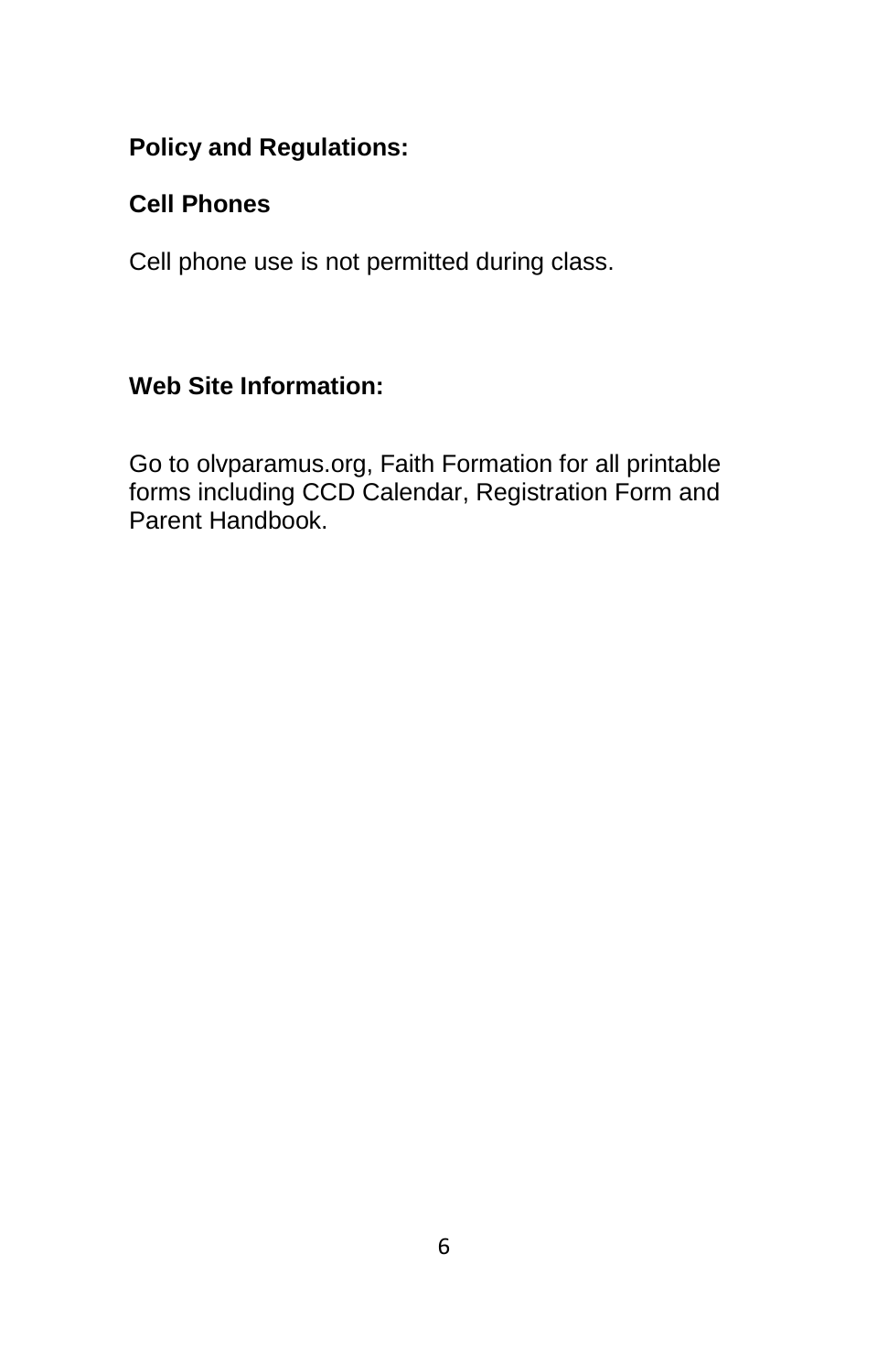**Policy and Regulations:**

**Cell Phones**

Cell phone use is not permitted during class.

**Web Site Information:**

Go to olvparamus.org, Faith Formation for all printable forms including CCD Calendar, Registration Form and Parent Handbook.